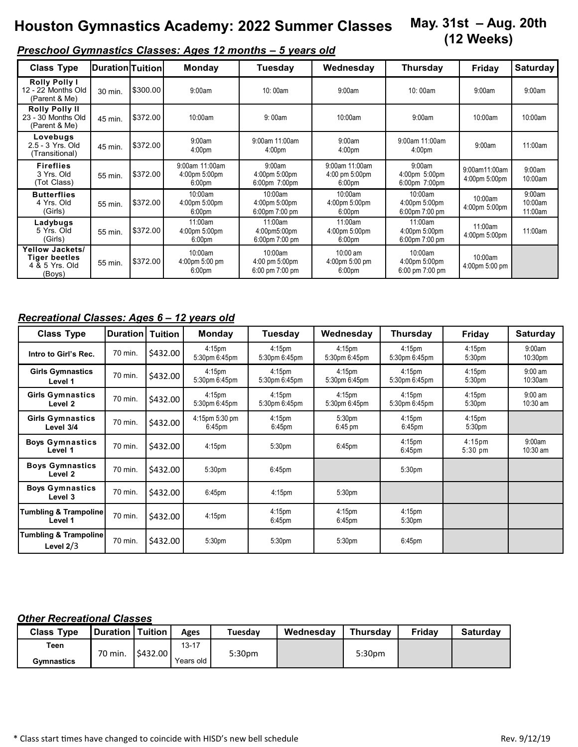# Houston Gymnastics Academy: 2022 Summer Classes

**May. 31st – Aug. 20th (12 Weeks)**

## *Preschool Gymnastics Classes: Ages 12 months – 5 years old*

| Class Type | Duration | Tuition | Monday | Tuesday | Wednesday | Thursday | Friday | Saturday |
|---|---|---|---|---|---|---|---|---|
| **Rolly Polly I** 12 - 22 Months Old (Parent & Me) | 30 min. | $300.00 | 9:00am | 10: 00am | 9:00am | 10: 00am | 9:00am | 9:00am |
| **Rolly Polly II** 23 - 30 Months Old (Parent & Me) | 45 min. | $372.00 | 10:00am | 9: 00am | 10:00am | 9:00am | 10:00am | 10:00am |
| **Lovebugs** 2.5 - 3 Yrs. Old (Transitional) | 45 min. | $372.00 | 9:00am 4:00pm | 9:00am 11:00am 4:00pm | 9:00am 4:00pm | 9:00am 11:00am 4:00pm | 9:00am | 11:00am |
| **Fireflies** 3 Yrs. Old (Tot Class) | 55 min. | $372.00 | 9:00am 11:00am 4:00pm 5:00pm 6:00pm | 9:00am 4:00pm 5:00pm 6:00pm 7:00pm | 9:00am 11:00am 4:00 pm 5:00pm 6:00pm | 9:00am 4:00pm 5:00pm 6:00pm 7:00pm | 9:00am11:00am 4:00pm 5:00pm | 9:00am 10:00am |
| **Butterflies** 4 Yrs. Old (Girls) | 55 min. | $372.00 | 10:00am 4:00pm 5:00pm 6:00pm | 10:00am 4:00pm 5:00pm 6:00pm 7:00 pm | 10:00am 4:00pm 5:00pm 6:00pm | 10:00am 4:00pm 5:00pm 6:00pm 7:00 pm | 10:00am 4:00pm 5:00pm | 9:00am 10:00am 11:00am |
| **Ladybugs** 5 Yrs. Old (Girls) | 55 min. | $372.00 | 11:00am 4:00pm 5:00pm 6:00pm | 11:00am 4:00pm5:00pm 6:00pm 7:00 pm | 11:00am 4:00pm 5:00pm 6:00pm | 11:00am 4:00pm 5:00pm 6:00pm 7:00 pm | 11:00am 4:00pm 5:00pm | 11:00am |
| **Yellow Jackets/ Tiger beetles** 4 & 5 Yrs. Old (Boys) | 55 min. | $372.00 | 10:00am 4:00pm 5:00 pm 6:00pm | 10:00am 4:00 pm 5:00pm 6:00 pm 7:00 pm | 10:00 am 4:00pm 5:00 pm 6:00pm | 10:00am 4:00pm 5:00pm 6:00 pm 7:00 pm | 10:00am 4:00pm 5:00 pm | |

## *Recreational Classes: Ages 6 – 12 years old*

| Class Type | Duration | Tuition | Monday | Tuesday | Wednesday | Thursday | Friday | Saturday |
|---|---|---|---|---|---|---|---|---|
| **Intro to Girl's Rec.** | 70 min. | $432.00 | 4:15pm 5:30pm 6:45pm | 4:15pm 5:30pm 6:45pm | 4:15pm 5:30pm 6:45pm | 4:15pm 5:30pm 6:45pm | 4:15pm 5:30pm | 9:00am 10:30pm |
| **Girls Gymnastics Level 1** | 70 min. | $432.00 | 4:15pm 5:30pm 6:45pm | 4:15pm 5:30pm 6:45pm | 4:15pm 5:30pm 6:45pm | 4:15pm 5:30pm 6:45pm | 4:15pm 5:30pm | 9:00 am 10:30am |
| **Girls Gymnastics Level 2** | 70 min. | $432.00 | 4:15pm 5:30pm 6:45pm | 4:15pm 5:30pm 6:45pm | 4:15pm 5:30pm 6:45pm | 4:15pm 5:30pm 6:45pm | 4:15pm 5:30pm | 9:00 am 10:30 am |
| **Girls Gymnastics Level 3/4** | 70 min. | $432.00 | 4:15pm 5:30 pm 6:45pm | 4:15pm 6:45pm | 5:30pm 6:45 pm | 4:15pm 6:45pm | 4:15pm 5:30pm | |
| **Boys Gymnastics Level 1** | 70 min. | $432.00 | 4:15pm | 5:30pm | 6:45pm | 4:15pm 6:45pm | 4:15pm 5:30 pm | 9:00am 10:30 am |
| **Boys Gymnastics Level 2** | 70 min. | $432.00 | 5:30pm | 6:45pm | | 5:30pm | | |
| **Boys Gymnastics Level 3** | 70 min. | $432.00 | 6:45pm | 4:15pm | 5:30pm | | | |
| **Tumbling & Trampoline Level 1** | 70 min. | $432.00 | 4:15pm | 4:15pm 6:45pm | 4:15pm 6:45pm | 4:15pm 5:30pm | | |
| **Tumbling & Trampoline Level 2**/3 | 70 min. | $432.00 | 5:30pm | 5:30pm | 5:30pm | 6:45pm | | |

## *Other Recreational Classes*

| Class Type | Duration | Tuition | Ages | Tuesday | Wednesday | Thursday | Friday | Saturday |
|---|---|---|---|---|---|---|---|---|
| **Teen Gymnastics** | 70 min. | $432.00 | 13-17 Years old | 5:30pm | | 5:30pm | | |

\* Class start times have changed to coincide with HISD's new bell schedule

Rev. 9/12/19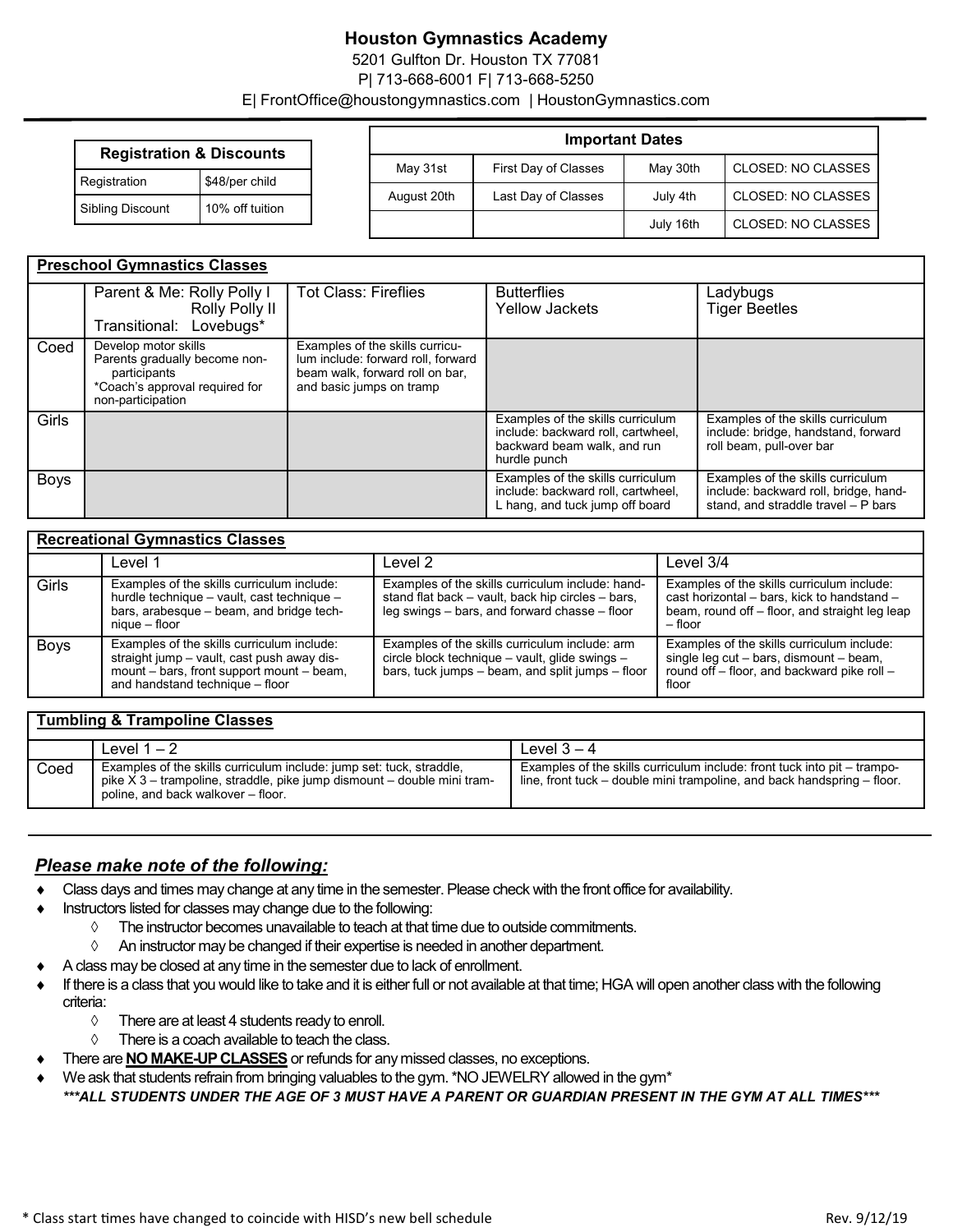# Houston Gymnastics Academy

5201 Gulfton Dr. Houston TX 77081

P| 713-668-6001 F| 713-668-5250

E| FrontOffice@houstongymnastics.com | HoustonGymnastics.com

| Registration & Discounts | |
|---|---|
| Registration | $48/per child |
| Sibling Discount | 10% off tuition |

| Important Dates | | | |
|---|---|---|---|
| May 31st | First Day of Classes | May 30th | CLOSED: NO CLASSES |
| August 20th | Last Day of Classes | July 4th | CLOSED: NO CLASSES |
| | | July 16th | CLOSED: NO CLASSES |

## Preschool Gymnastics Classes

| | Parent & Me: Rolly Polly I, Rolly Polly II; Transitional: Lovebugs* | Tot Class: Fireflies | Butterflies, Yellow Jackets | Ladybugs, Tiger Beetles |
|---|---|---|---|---|
| Coed | Develop motor skills; Parents gradually become non-participants; *Coach's approval required for non-participation | Examples of the skills curriculum include: forward roll, forward beam walk, forward roll on bar, and basic jumps on tramp | | |
| Girls | | | Examples of the skills curriculum include: backward roll, cartwheel, backward beam walk, and run hurdle punch | Examples of the skills curriculum include: bridge, handstand, forward roll beam, pull-over bar |
| Boys | | | Examples of the skills curriculum include: backward roll, cartwheel, L hang, and tuck jump off board | Examples of the skills curriculum include: backward roll, bridge, handstand, and straddle travel – P bars |

## Recreational Gymnastics Classes

| | Level 1 | Level 2 | Level 3/4 |
|---|---|---|---|
| Girls | Examples of the skills curriculum include: hurdle technique – vault, cast technique – bars, arabesque – beam, and bridge technique – floor | Examples of the skills curriculum include: handstand flat back – vault, back hip circles – bars, leg swings – bars, and forward chasse – floor | Examples of the skills curriculum include: cast horizontal – bars, kick to handstand – beam, round off – floor, and straight leg leap – floor |
| Boys | Examples of the skills curriculum include: straight jump – vault, cast push away dismount – bars, front support mount – beam, and handstand technique – floor | Examples of the skills curriculum include: arm circle block technique – vault, glide swings – bars, tuck jumps – beam, and split jumps – floor | Examples of the skills curriculum include: single leg cut – bars, dismount – beam, round off – floor, and backward pike roll – floor |

## Tumbling & Trampoline Classes

| | Level 1 – 2 | Level 3 – 4 |
|---|---|---|
| Coed | Examples of the skills curriculum include: jump set: tuck, straddle, pike X 3 – trampoline, straddle, pike jump dismount – double mini trampoline, and back walkover – floor. | Examples of the skills curriculum include: front tuck into pit – trampoline, front tuck – double mini trampoline, and back handspring – floor. |

## *Please make note of the following:*

- Class days and times may change at any time in the semester. Please check with the front office for availability.
- Instructors listed for classes may change due to the following:
  - The instructor becomes unavailable to teach at that time due to outside commitments.
  - An instructor may be changed if their expertise is needed in another department.
- A class may be closed at any time in the semester due to lack of enrollment.
- If there is a class that you would like to take and it is either full or not available at that time; HGA will open another class with the following criteria:
  - There are at least 4 students ready to enroll.
  - There is a coach available to teach the class.
- There are **NO MAKE-UP CLASSES** or refunds for any missed classes, no exceptions.
- We ask that students refrain from bringing valuables to the gym. *NO JEWELRY allowed in the gym*

***\*\*\*ALL STUDENTS UNDER THE AGE OF 3 MUST HAVE A PARENT OR GUARDIAN PRESENT IN THE GYM AT ALL TIMES\*\*\****

* Class start times have changed to coincide with HISD's new bell schedule

Rev. 9/12/19